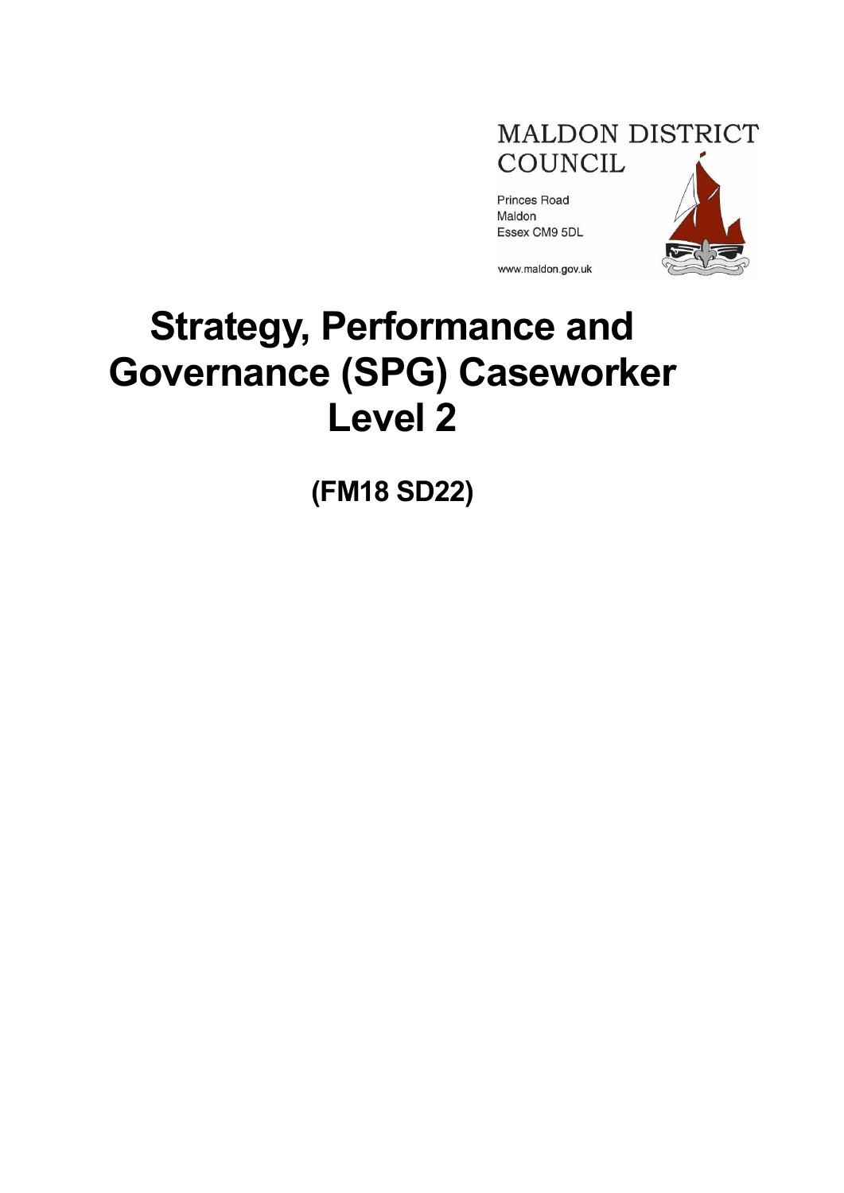MALDON DISTRICT COUNCIL

Princes Road
Maldon
Essex CM9 5DL

www.maldon.gov.uk

# Strategy, Performance and Governance (SPG) Caseworker Level 2

## (FM18 SD22)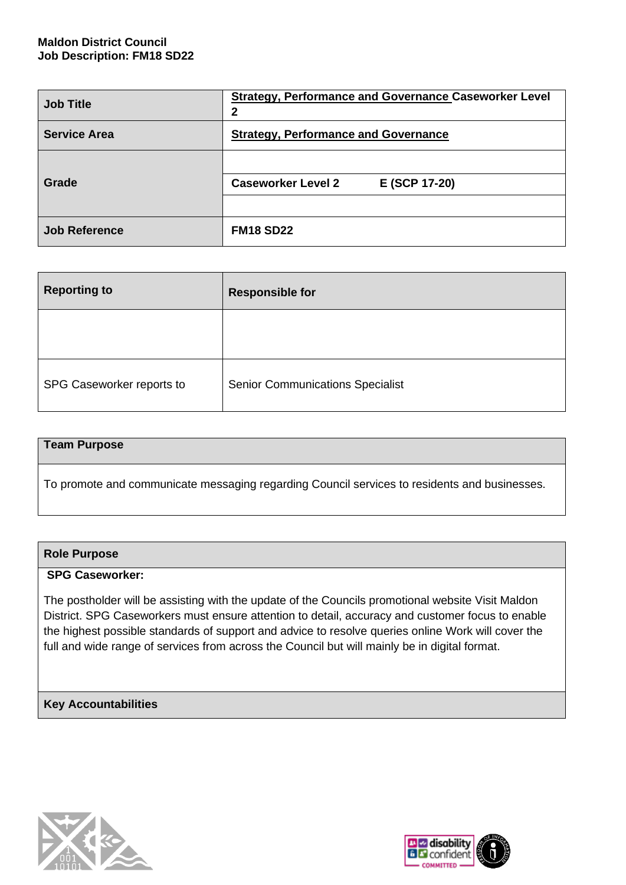**Maldon District Council**
**Job Description: FM18 SD22**

| | |
|---|---|
| **Job Title** | **Strategy, Performance and Governance Caseworker Level 2** |
| **Service Area** | **Strategy, Performance and Governance** |
| **Grade** | **Caseworker Level 2** **E (SCP 17-20)** |
| **Job Reference** | **FM18 SD22** |

| **Reporting to** | **Responsible for** |
|---|---|
| | |
| SPG Caseworker reports to | Senior Communications Specialist |

| **Team Purpose** |
|---|
| To promote and communicate messaging regarding Council services to residents and businesses. |

| **Role Purpose** |
|---|
| **SPG Caseworker:** The postholder will be assisting with the update of the Councils promotional website Visit Maldon District. SPG Caseworkers must ensure attention to detail, accuracy and customer focus to enable the highest possible standards of support and advice to resolve queries online Work will cover the full and wide range of services from across the Council but will mainly be in digital format. |
| **Key Accountabilities** |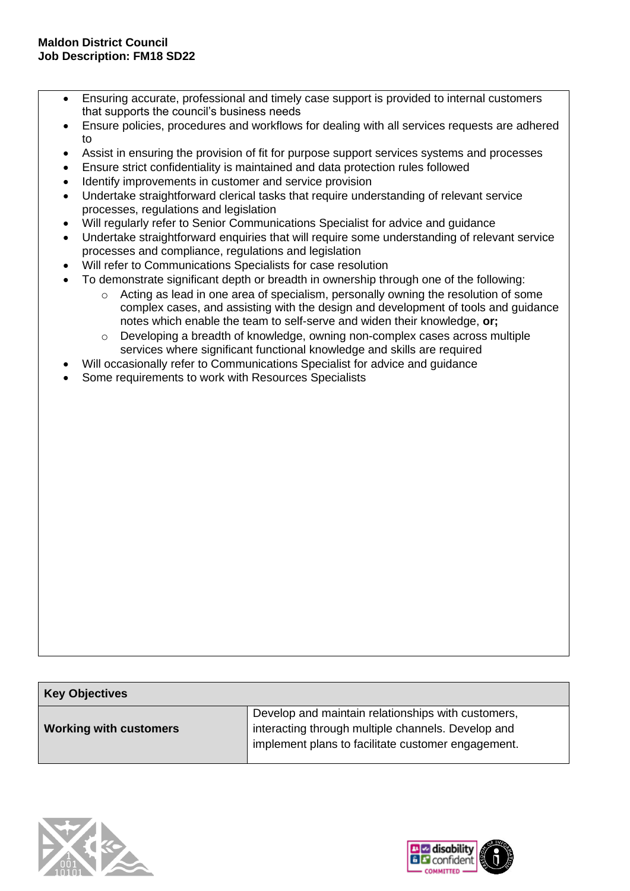- Ensuring accurate, professional and timely case support is provided to internal customers that supports the council's business needs
- Ensure policies, procedures and workflows for dealing with all services requests are adhered to
- Assist in ensuring the provision of fit for purpose support services systems and processes
- Ensure strict confidentiality is maintained and data protection rules followed
- Identify improvements in customer and service provision
- Undertake straightforward clerical tasks that require understanding of relevant service processes, regulations and legislation
- Will regularly refer to Senior Communications Specialist for advice and guidance
- Undertake straightforward enquiries that will require some understanding of relevant service processes and compliance, regulations and legislation
- Will refer to Communications Specialists for case resolution
- To demonstrate significant depth or breadth in ownership through one of the following:
    - Acting as lead in one area of specialism, personally owning the resolution of some complex cases, and assisting with the design and development of tools and guidance notes which enable the team to self-serve and widen their knowledge, **or;**
    - Developing a breadth of knowledge, owning non-complex cases across multiple services where significant functional knowledge and skills are required
- Will occasionally refer to Communications Specialist for advice and guidance
- Some requirements to work with Resources Specialists

| Key Objectives | |
|---|---|
| **Working with customers** | Develop and maintain relationships with customers, interacting through multiple channels. Develop and implement plans to facilitate customer engagement. |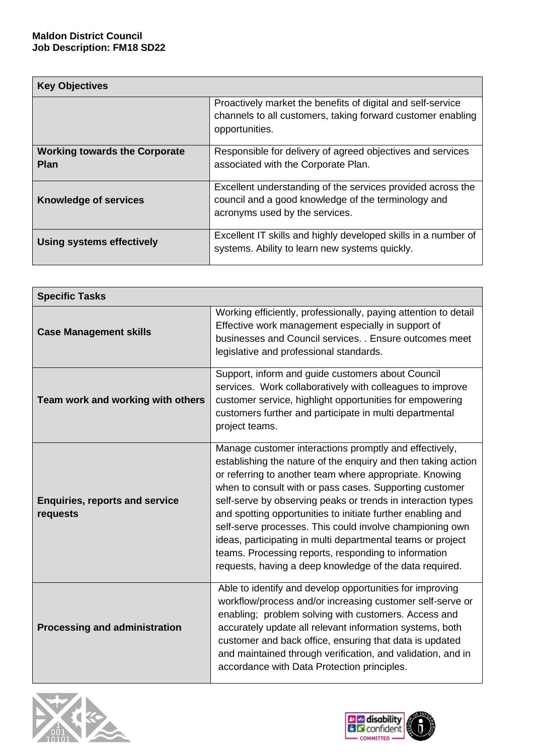**Maldon District Council**
**Job Description: FM18 SD22**

| Key Objectives | |
|---|---|
| | Proactively market the benefits of digital and self-service channels to all customers, taking forward customer enabling opportunities. |
| **Working towards the Corporate Plan** | Responsible for delivery of agreed objectives and services associated with the Corporate Plan. |
| **Knowledge of services** | Excellent understanding of the services provided across the council and a good knowledge of the terminology and acronyms used by the services. |
| **Using systems effectively** | Excellent IT skills and highly developed skills in a number of systems. Ability to learn new systems quickly. |

| Specific Tasks | |
|---|---|
| **Case Management skills** | Working efficiently, professionally, paying attention to detail Effective work management especially in support of businesses and Council services. . Ensure outcomes meet legislative and professional standards. |
| **Team work and working with others** | Support, inform and guide customers about Council services. Work collaboratively with colleagues to improve customer service, highlight opportunities for empowering customers further and participate in multi departmental project teams. |
| **Enquiries, reports and service requests** | Manage customer interactions promptly and effectively, establishing the nature of the enquiry and then taking action or referring to another team where appropriate. Knowing when to consult with or pass cases. Supporting customer self-serve by observing peaks or trends in interaction types and spotting opportunities to initiate further enabling and self-serve processes. This could involve championing own ideas, participating in multi departmental teams or project teams. Processing reports, responding to information requests, having a deep knowledge of the data required. |
| **Processing and administration** | Able to identify and develop opportunities for improving workflow/process and/or increasing customer self-serve or enabling; problem solving with customers. Access and accurately update all relevant information systems, both customer and back office, ensuring that data is updated and maintained through verification, and validation, and in accordance with Data Protection principles. |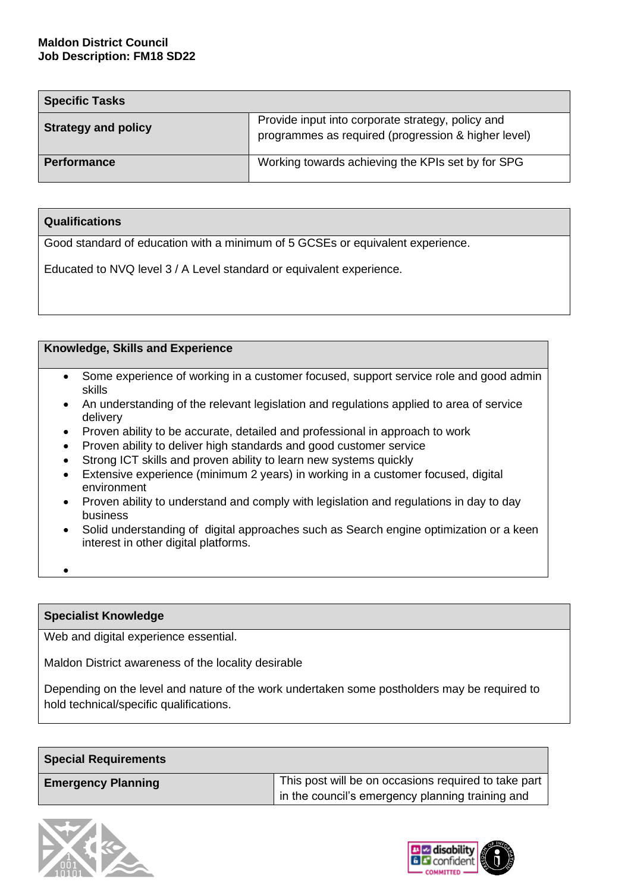**Maldon District Council**
**Job Description: FM18 SD22**

| Specific Tasks | |
|---|---|
| **Strategy and policy** | Provide input into corporate strategy, policy and programmes as required (progression & higher level) |
| **Performance** | Working towards achieving the KPIs set by for SPG |

### Qualifications

Good standard of education with a minimum of 5 GCSEs or equivalent experience.

Educated to NVQ level 3 / A Level standard or equivalent experience.

### Knowledge, Skills and Experience

- Some experience of working in a customer focused, support service role and good admin skills
- An understanding of the relevant legislation and regulations applied to area of service delivery
- Proven ability to be accurate, detailed and professional in approach to work
- Proven ability to deliver high standards and good customer service
- Strong ICT skills and proven ability to learn new systems quickly
- Extensive experience (minimum 2 years) in working in a customer focused, digital environment
- Proven ability to understand and comply with legislation and regulations in day to day business
- Solid understanding of digital approaches such as Search engine optimization or a keen interest in other digital platforms.

### Specialist Knowledge

Web and digital experience essential.

Maldon District awareness of the locality desirable

Depending on the level and nature of the work undertaken some postholders may be required to hold technical/specific qualifications.

| Special Requirements | |
|---|---|
| **Emergency Planning** | This post will be on occasions required to take part in the council's emergency planning training and |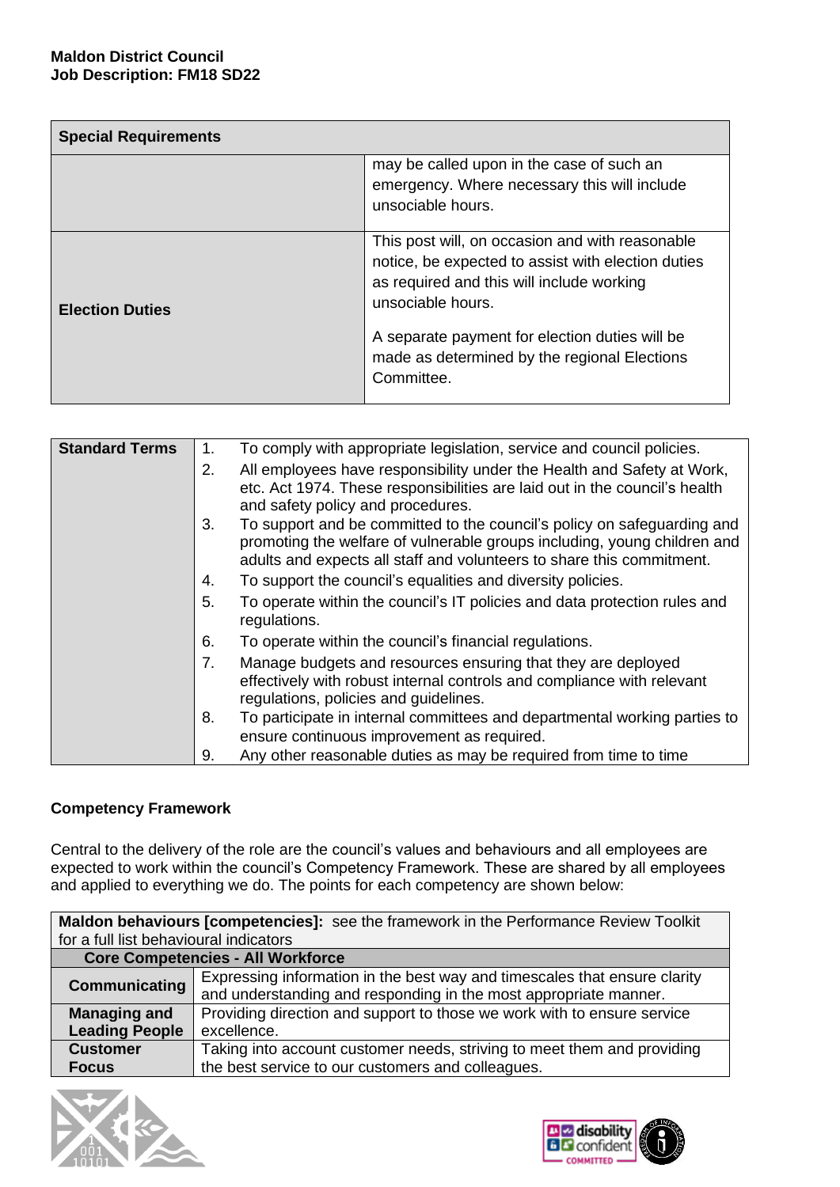| Special Requirements | |
|---|---|
| | may be called upon in the case of such an emergency. Where necessary this will include unsociable hours. |
| **Election Duties** | This post will, on occasion and with reasonable notice, be expected to assist with election duties as required and this will include working unsociable hours.<br><br>A separate payment for election duties will be made as determined by the regional Elections Committee. |

| Standard Terms | |
|---|---|
| | 1. To comply with appropriate legislation, service and council policies.<br>2. All employees have responsibility under the Health and Safety at Work, etc. Act 1974. These responsibilities are laid out in the council's health and safety policy and procedures.<br>3. To support and be committed to the council's policy on safeguarding and promoting the welfare of vulnerable groups including, young children and adults and expects all staff and volunteers to share this commitment.<br>4. To support the council's equalities and diversity policies.<br>5. To operate within the council's IT policies and data protection rules and regulations.<br>6. To operate within the council's financial regulations.<br>7. Manage budgets and resources ensuring that they are deployed effectively with robust internal controls and compliance with relevant regulations, policies and guidelines.<br>8. To participate in internal committees and departmental working parties to ensure continuous improvement as required.<br>9. Any other reasonable duties as may be required from time to time |

**Competency Framework**

Central to the delivery of the role are the council's values and behaviours and all employees are expected to work within the council's Competency Framework. These are shared by all employees and applied to everything we do. The points for each competency are shown below:

| **Maldon behaviours [competencies]:** see the framework in the Performance Review Toolkit for a full list behavioural indicators | |
|---|---|
| **Core Competencies - All Workforce** | |
| **Communicating** | Expressing information in the best way and timescales that ensure clarity and understanding and responding in the most appropriate manner. |
| **Managing and Leading People** | Providing direction and support to those we work with to ensure service excellence. |
| **Customer Focus** | Taking into account customer needs, striving to meet them and providing the best service to our customers and colleagues. |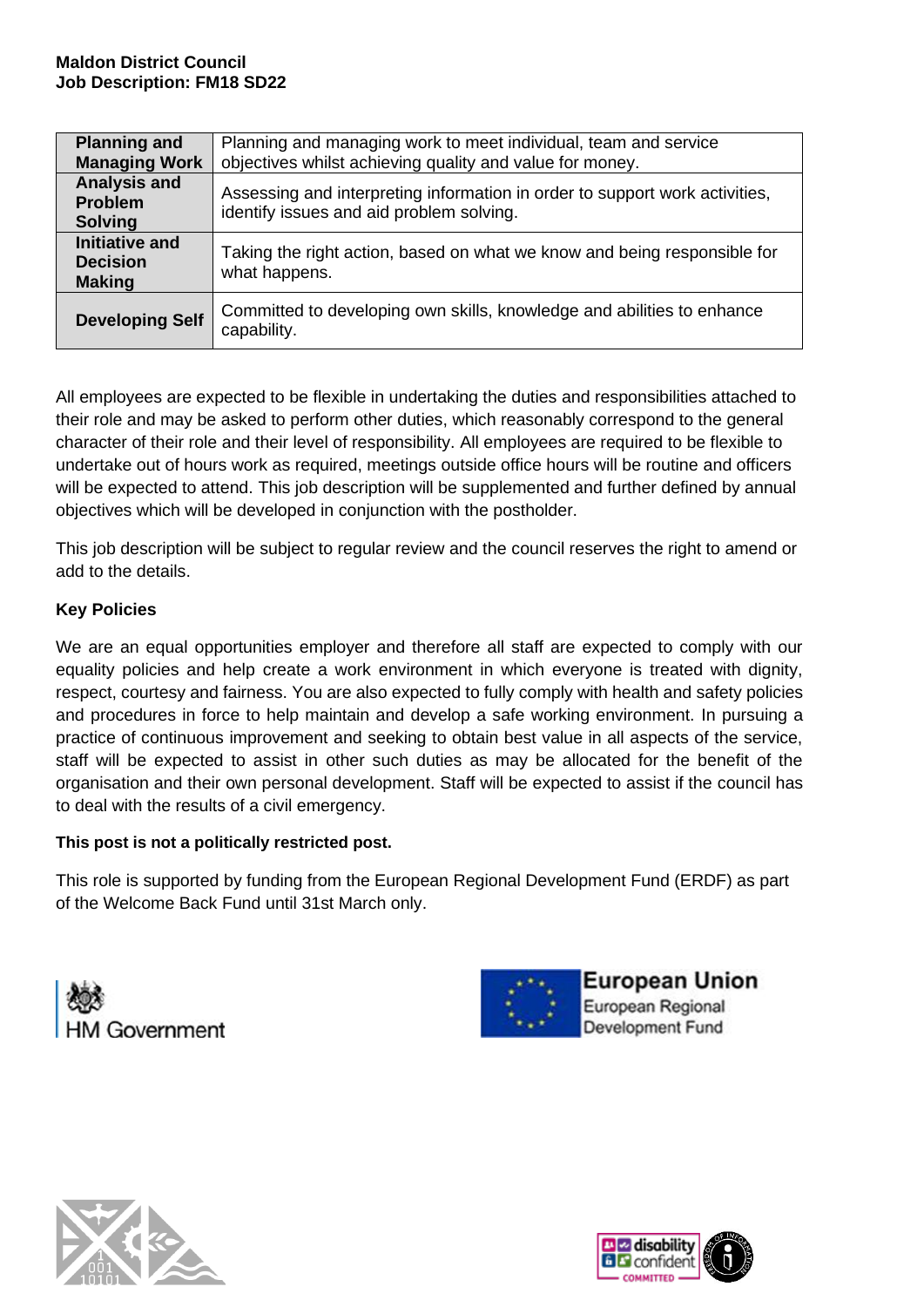| | |
|---|---|
| **Planning and Managing Work** | Planning and managing work to meet individual, team and service objectives whilst achieving quality and value for money. |
| **Analysis and Problem Solving** | Assessing and interpreting information in order to support work activities, identify issues and aid problem solving. |
| **Initiative and Decision Making** | Taking the right action, based on what we know and being responsible for what happens. |
| **Developing Self** | Committed to developing own skills, knowledge and abilities to enhance capability. |

All employees are expected to be flexible in undertaking the duties and responsibilities attached to their role and may be asked to perform other duties, which reasonably correspond to the general character of their role and their level of responsibility. All employees are required to be flexible to undertake out of hours work as required, meetings outside office hours will be routine and officers will be expected to attend. This job description will be supplemented and further defined by annual objectives which will be developed in conjunction with the postholder.

This job description will be subject to regular review and the council reserves the right to amend or add to the details.

**Key Policies**

We are an equal opportunities employer and therefore all staff are expected to comply with our equality policies and help create a work environment in which everyone is treated with dignity, respect, courtesy and fairness. You are also expected to fully comply with health and safety policies and procedures in force to help maintain and develop a safe working environment. In pursuing a practice of continuous improvement and seeking to obtain best value in all aspects of the service, staff will be expected to assist in other such duties as may be allocated for the benefit of the organisation and their own personal development. Staff will be expected to assist if the council has to deal with the results of a civil emergency.

**This post is not a politically restricted post.**

This role is supported by funding from the European Regional Development Fund (ERDF) as part of the Welcome Back Fund until 31st March only.

HM Government

European Union
European Regional
Development Fund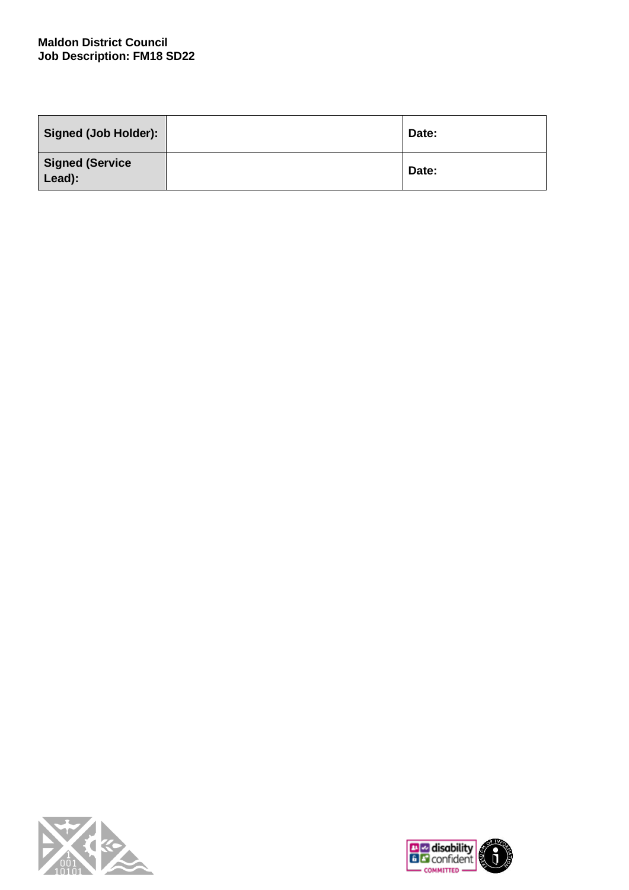| | | |
|---|---|---|
| **Signed (Job Holder):** | | **Date:** |
| **Signed (Service Lead):** | | **Date:** |